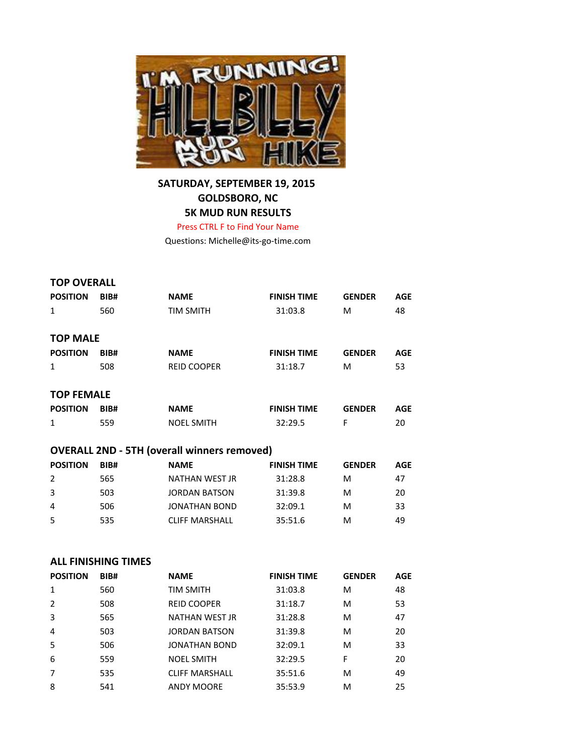**SATURDAY, SEPTEMBER 19, 2015**
**GOLDSBORO, NC**
**5K MUD RUN RESULTS**

Press CTRL F to Find Your Name

Questions: Michelle@its-go-time.com

## TOP OVERALL

| POSITION | BIB# | NAME | FINISH TIME | GENDER | AGE |
|---|---|---|---|---|---|
| 1 | 560 | TIM SMITH | 31:03.8 | M | 48 |

## TOP MALE

| POSITION | BIB# | NAME | FINISH TIME | GENDER | AGE |
|---|---|---|---|---|---|
| 1 | 508 | REID COOPER | 31:18.7 | M | 53 |

## TOP FEMALE

| POSITION | BIB# | NAME | FINISH TIME | GENDER | AGE |
|---|---|---|---|---|---|
| 1 | 559 | NOEL SMITH | 32:29.5 | F | 20 |

## OVERALL 2ND - 5TH (overall winners removed)

| POSITION | BIB# | NAME | FINISH TIME | GENDER | AGE |
|---|---|---|---|---|---|
| 2 | 565 | NATHAN WEST JR | 31:28.8 | M | 47 |
| 3 | 503 | JORDAN BATSON | 31:39.8 | M | 20 |
| 4 | 506 | JONATHAN BOND | 32:09.1 | M | 33 |
| 5 | 535 | CLIFF MARSHALL | 35:51.6 | M | 49 |

## ALL FINISHING TIMES

| POSITION | BIB# | NAME | FINISH TIME | GENDER | AGE |
|---|---|---|---|---|---|
| 1 | 560 | TIM SMITH | 31:03.8 | M | 48 |
| 2 | 508 | REID COOPER | 31:18.7 | M | 53 |
| 3 | 565 | NATHAN WEST JR | 31:28.8 | M | 47 |
| 4 | 503 | JORDAN BATSON | 31:39.8 | M | 20 |
| 5 | 506 | JONATHAN BOND | 32:09.1 | M | 33 |
| 6 | 559 | NOEL SMITH | 32:29.5 | F | 20 |
| 7 | 535 | CLIFF MARSHALL | 35:51.6 | M | 49 |
| 8 | 541 | ANDY MOORE | 35:53.9 | M | 25 |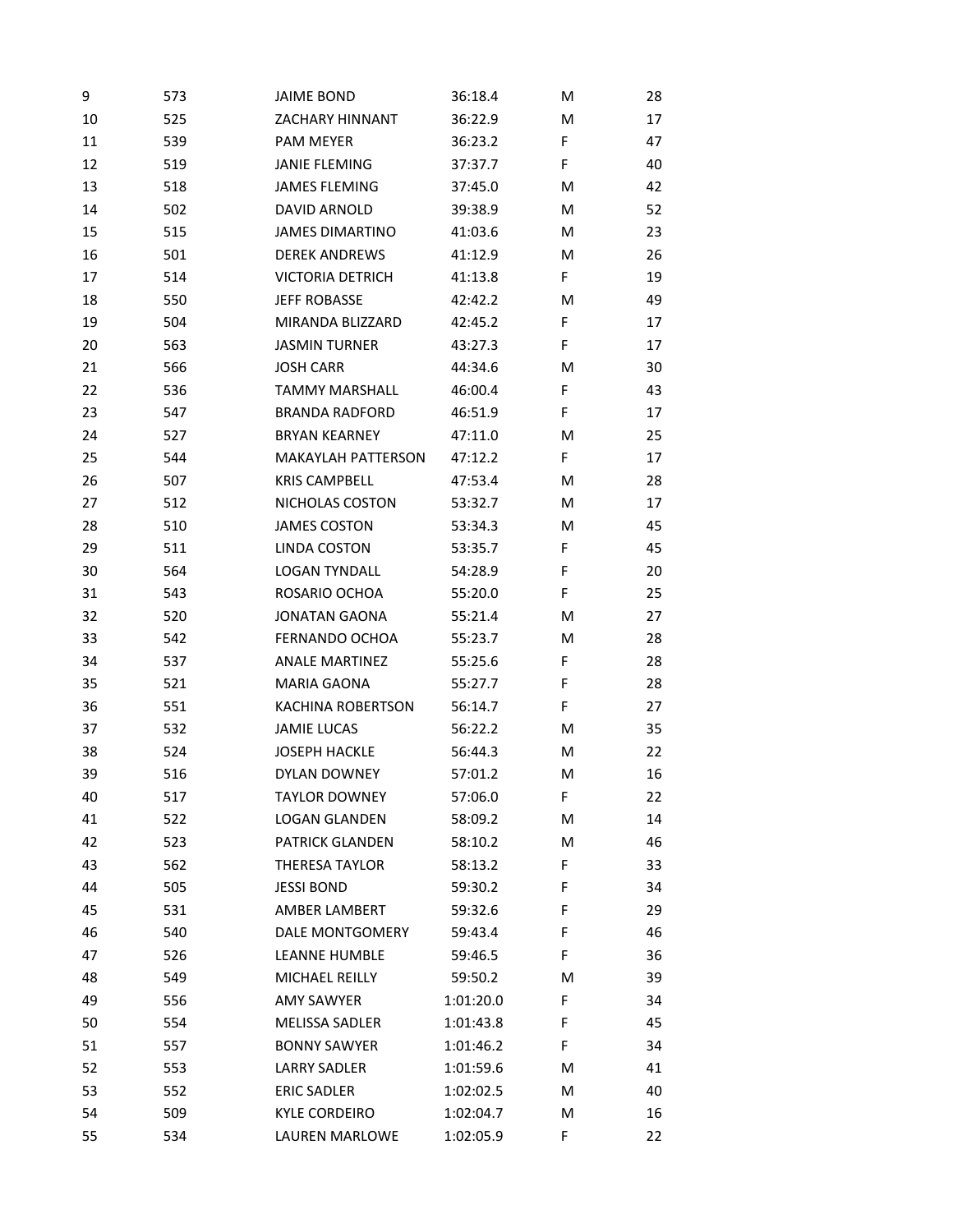| | | | | | |
|---|---|---|---|---|---|
| 9 | 573 | JAIME BOND | 36:18.4 | M | 28 |
| 10 | 525 | ZACHARY HINNANT | 36:22.9 | M | 17 |
| 11 | 539 | PAM MEYER | 36:23.2 | F | 47 |
| 12 | 519 | JANIE FLEMING | 37:37.7 | F | 40 |
| 13 | 518 | JAMES FLEMING | 37:45.0 | M | 42 |
| 14 | 502 | DAVID ARNOLD | 39:38.9 | M | 52 |
| 15 | 515 | JAMES DIMARTINO | 41:03.6 | M | 23 |
| 16 | 501 | DEREK ANDREWS | 41:12.9 | M | 26 |
| 17 | 514 | VICTORIA DETRICH | 41:13.8 | F | 19 |
| 18 | 550 | JEFF ROBASSE | 42:42.2 | M | 49 |
| 19 | 504 | MIRANDA BLIZZARD | 42:45.2 | F | 17 |
| 20 | 563 | JASMIN TURNER | 43:27.3 | F | 17 |
| 21 | 566 | JOSH CARR | 44:34.6 | M | 30 |
| 22 | 536 | TAMMY MARSHALL | 46:00.4 | F | 43 |
| 23 | 547 | BRANDA RADFORD | 46:51.9 | F | 17 |
| 24 | 527 | BRYAN KEARNEY | 47:11.0 | M | 25 |
| 25 | 544 | MAKAYLAH PATTERSON | 47:12.2 | F | 17 |
| 26 | 507 | KRIS CAMPBELL | 47:53.4 | M | 28 |
| 27 | 512 | NICHOLAS COSTON | 53:32.7 | M | 17 |
| 28 | 510 | JAMES COSTON | 53:34.3 | M | 45 |
| 29 | 511 | LINDA COSTON | 53:35.7 | F | 45 |
| 30 | 564 | LOGAN TYNDALL | 54:28.9 | F | 20 |
| 31 | 543 | ROSARIO OCHOA | 55:20.0 | F | 25 |
| 32 | 520 | JONATAN GAONA | 55:21.4 | M | 27 |
| 33 | 542 | FERNANDO OCHOA | 55:23.7 | M | 28 |
| 34 | 537 | ANALE MARTINEZ | 55:25.6 | F | 28 |
| 35 | 521 | MARIA GAONA | 55:27.7 | F | 28 |
| 36 | 551 | KACHINA ROBERTSON | 56:14.7 | F | 27 |
| 37 | 532 | JAMIE LUCAS | 56:22.2 | M | 35 |
| 38 | 524 | JOSEPH HACKLE | 56:44.3 | M | 22 |
| 39 | 516 | DYLAN DOWNEY | 57:01.2 | M | 16 |
| 40 | 517 | TAYLOR DOWNEY | 57:06.0 | F | 22 |
| 41 | 522 | LOGAN GLANDEN | 58:09.2 | M | 14 |
| 42 | 523 | PATRICK GLANDEN | 58:10.2 | M | 46 |
| 43 | 562 | THERESA TAYLOR | 58:13.2 | F | 33 |
| 44 | 505 | JESSI BOND | 59:30.2 | F | 34 |
| 45 | 531 | AMBER LAMBERT | 59:32.6 | F | 29 |
| 46 | 540 | DALE MONTGOMERY | 59:43.4 | F | 46 |
| 47 | 526 | LEANNE HUMBLE | 59:46.5 | F | 36 |
| 48 | 549 | MICHAEL REILLY | 59:50.2 | M | 39 |
| 49 | 556 | AMY SAWYER | 1:01:20.0 | F | 34 |
| 50 | 554 | MELISSA SADLER | 1:01:43.8 | F | 45 |
| 51 | 557 | BONNY SAWYER | 1:01:46.2 | F | 34 |
| 52 | 553 | LARRY SADLER | 1:01:59.6 | M | 41 |
| 53 | 552 | ERIC SADLER | 1:02:02.5 | M | 40 |
| 54 | 509 | KYLE CORDEIRO | 1:02:04.7 | M | 16 |
| 55 | 534 | LAUREN MARLOWE | 1:02:05.9 | F | 22 |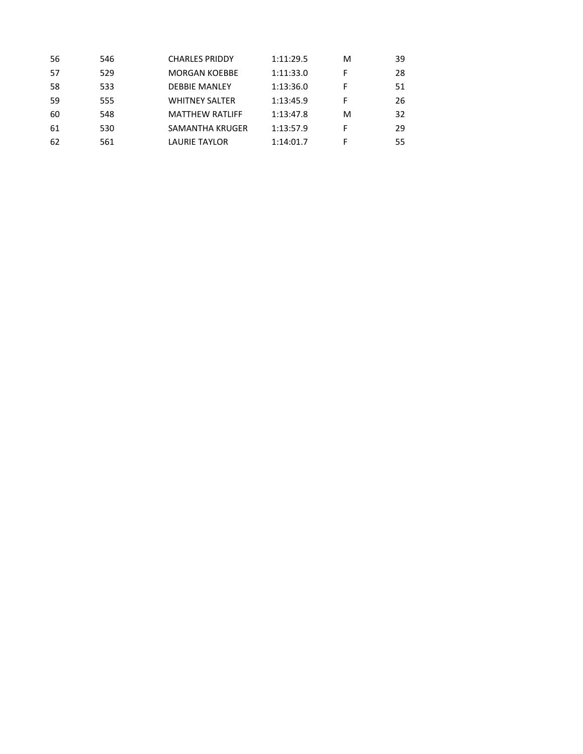| | | | | | |
|---|---|---|---|---|---|
| 56 | 546 | CHARLES PRIDDY | 1:11:29.5 | M | 39 |
| 57 | 529 | MORGAN KOEBBE | 1:11:33.0 | F | 28 |
| 58 | 533 | DEBBIE MANLEY | 1:13:36.0 | F | 51 |
| 59 | 555 | WHITNEY SALTER | 1:13:45.9 | F | 26 |
| 60 | 548 | MATTHEW RATLIFF | 1:13:47.8 | M | 32 |
| 61 | 530 | SAMANTHA KRUGER | 1:13:57.9 | F | 29 |
| 62 | 561 | LAURIE TAYLOR | 1:14:01.7 | F | 55 |